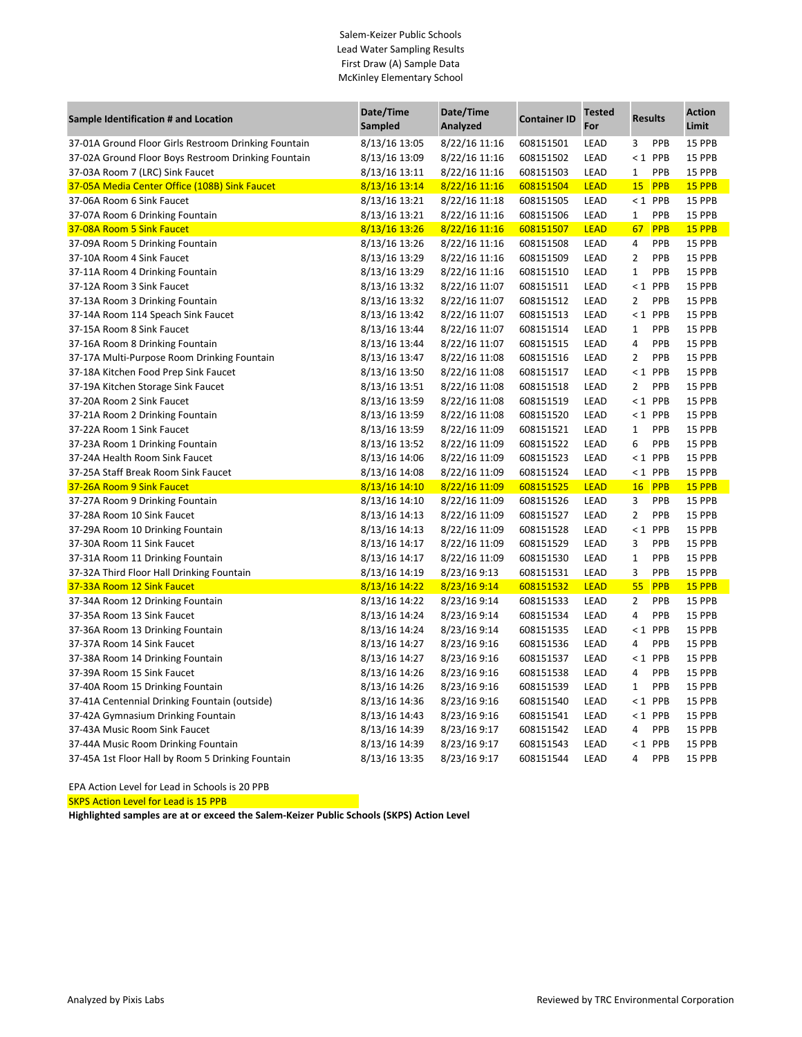Salem-Keizer Public Schools
Lead Water Sampling Results
First Draw (A) Sample Data
McKinley Elementary School

| Sample Identification # and Location | Date/Time Sampled | Date/Time Analyzed | Container ID | Tested For | Results | | Action Limit |
|---|---|---|---|---|---|---|---|
| 37-01A Ground Floor Girls Restroom Drinking Fountain | 8/13/16 13:05 | 8/22/16 11:16 | 608151501 | LEAD | 3 | PPB | 15 PPB |
| 37-02A Ground Floor Boys Restroom Drinking Fountain | 8/13/16 13:09 | 8/22/16 11:16 | 608151502 | LEAD | < 1 | PPB | 15 PPB |
| 37-03A Room 7 (LRC) Sink Faucet | 8/13/16 13:11 | 8/22/16 11:16 | 608151503 | LEAD | 1 | PPB | 15 PPB |
| 37-05A Media Center Office (108B) Sink Faucet | 8/13/16 13:14 | 8/22/16 11:16 | 608151504 | LEAD | 15 | PPB | 15 PPB |
| 37-06A Room 6 Sink Faucet | 8/13/16 13:21 | 8/22/16 11:18 | 608151505 | LEAD | < 1 | PPB | 15 PPB |
| 37-07A Room 6 Drinking Fountain | 8/13/16 13:21 | 8/22/16 11:16 | 608151506 | LEAD | 1 | PPB | 15 PPB |
| 37-08A Room 5 Sink Faucet | 8/13/16 13:26 | 8/22/16 11:16 | 608151507 | LEAD | 67 | PPB | 15 PPB |
| 37-09A Room 5 Drinking Fountain | 8/13/16 13:26 | 8/22/16 11:16 | 608151508 | LEAD | 4 | PPB | 15 PPB |
| 37-10A Room 4 Sink Faucet | 8/13/16 13:29 | 8/22/16 11:16 | 608151509 | LEAD | 2 | PPB | 15 PPB |
| 37-11A Room 4 Drinking Fountain | 8/13/16 13:29 | 8/22/16 11:16 | 608151510 | LEAD | 1 | PPB | 15 PPB |
| 37-12A Room 3 Sink Faucet | 8/13/16 13:32 | 8/22/16 11:07 | 608151511 | LEAD | < 1 | PPB | 15 PPB |
| 37-13A Room 3 Drinking Fountain | 8/13/16 13:32 | 8/22/16 11:07 | 608151512 | LEAD | 2 | PPB | 15 PPB |
| 37-14A Room 114 Speach Sink Faucet | 8/13/16 13:42 | 8/22/16 11:07 | 608151513 | LEAD | < 1 | PPB | 15 PPB |
| 37-15A Room 8 Sink Faucet | 8/13/16 13:44 | 8/22/16 11:07 | 608151514 | LEAD | 1 | PPB | 15 PPB |
| 37-16A Room 8 Drinking Fountain | 8/13/16 13:44 | 8/22/16 11:07 | 608151515 | LEAD | 4 | PPB | 15 PPB |
| 37-17A Multi-Purpose Room Drinking Fountain | 8/13/16 13:47 | 8/22/16 11:08 | 608151516 | LEAD | 2 | PPB | 15 PPB |
| 37-18A Kitchen Food Prep Sink Faucet | 8/13/16 13:50 | 8/22/16 11:08 | 608151517 | LEAD | < 1 | PPB | 15 PPB |
| 37-19A Kitchen Storage Sink Faucet | 8/13/16 13:51 | 8/22/16 11:08 | 608151518 | LEAD | 2 | PPB | 15 PPB |
| 37-20A Room 2 Sink Faucet | 8/13/16 13:59 | 8/22/16 11:08 | 608151519 | LEAD | < 1 | PPB | 15 PPB |
| 37-21A Room 2 Drinking Fountain | 8/13/16 13:59 | 8/22/16 11:08 | 608151520 | LEAD | < 1 | PPB | 15 PPB |
| 37-22A Room 1 Sink Faucet | 8/13/16 13:59 | 8/22/16 11:09 | 608151521 | LEAD | 1 | PPB | 15 PPB |
| 37-23A Room 1 Drinking Fountain | 8/13/16 13:52 | 8/22/16 11:09 | 608151522 | LEAD | 6 | PPB | 15 PPB |
| 37-24A Health Room Sink Faucet | 8/13/16 14:06 | 8/22/16 11:09 | 608151523 | LEAD | < 1 | PPB | 15 PPB |
| 37-25A Staff Break Room Sink Faucet | 8/13/16 14:08 | 8/22/16 11:09 | 608151524 | LEAD | < 1 | PPB | 15 PPB |
| 37-26A Room 9 Sink Faucet | 8/13/16 14:10 | 8/22/16 11:09 | 608151525 | LEAD | 16 | PPB | 15 PPB |
| 37-27A Room 9 Drinking Fountain | 8/13/16 14:10 | 8/22/16 11:09 | 608151526 | LEAD | 3 | PPB | 15 PPB |
| 37-28A Room 10 Sink Faucet | 8/13/16 14:13 | 8/22/16 11:09 | 608151527 | LEAD | 2 | PPB | 15 PPB |
| 37-29A Room 10 Drinking Fountain | 8/13/16 14:13 | 8/22/16 11:09 | 608151528 | LEAD | < 1 | PPB | 15 PPB |
| 37-30A Room 11 Sink Faucet | 8/13/16 14:17 | 8/22/16 11:09 | 608151529 | LEAD | 3 | PPB | 15 PPB |
| 37-31A Room 11 Drinking Fountain | 8/13/16 14:17 | 8/22/16 11:09 | 608151530 | LEAD | 1 | PPB | 15 PPB |
| 37-32A Third Floor Hall Drinking Fountain | 8/13/16 14:19 | 8/23/16 9:13 | 608151531 | LEAD | 3 | PPB | 15 PPB |
| 37-33A Room 12 Sink Faucet | 8/13/16 14:22 | 8/23/16 9:14 | 608151532 | LEAD | 55 | PPB | 15 PPB |
| 37-34A Room 12 Drinking Fountain | 8/13/16 14:22 | 8/23/16 9:14 | 608151533 | LEAD | 2 | PPB | 15 PPB |
| 37-35A Room 13 Sink Faucet | 8/13/16 14:24 | 8/23/16 9:14 | 608151534 | LEAD | 4 | PPB | 15 PPB |
| 37-36A Room 13 Drinking Fountain | 8/13/16 14:24 | 8/23/16 9:14 | 608151535 | LEAD | < 1 | PPB | 15 PPB |
| 37-37A Room 14 Sink Faucet | 8/13/16 14:27 | 8/23/16 9:16 | 608151536 | LEAD | 4 | PPB | 15 PPB |
| 37-38A Room 14 Drinking Fountain | 8/13/16 14:27 | 8/23/16 9:16 | 608151537 | LEAD | < 1 | PPB | 15 PPB |
| 37-39A Room 15 Sink Faucet | 8/13/16 14:26 | 8/23/16 9:16 | 608151538 | LEAD | 4 | PPB | 15 PPB |
| 37-40A Room 15 Drinking Fountain | 8/13/16 14:26 | 8/23/16 9:16 | 608151539 | LEAD | 1 | PPB | 15 PPB |
| 37-41A Centennial Drinking Fountain (outside) | 8/13/16 14:36 | 8/23/16 9:16 | 608151540 | LEAD | < 1 | PPB | 15 PPB |
| 37-42A Gymnasium Drinking Fountain | 8/13/16 14:43 | 8/23/16 9:16 | 608151541 | LEAD | < 1 | PPB | 15 PPB |
| 37-43A Music Room Sink Faucet | 8/13/16 14:39 | 8/23/16 9:17 | 608151542 | LEAD | 4 | PPB | 15 PPB |
| 37-44A Music Room Drinking Fountain | 8/13/16 14:39 | 8/23/16 9:17 | 608151543 | LEAD | < 1 | PPB | 15 PPB |
| 37-45A 1st Floor Hall by Room 5 Drinking Fountain | 8/13/16 13:35 | 8/23/16 9:17 | 608151544 | LEAD | 4 | PPB | 15 PPB |

EPA Action Level for Lead in Schools is 20 PPB

SKPS Action Level for Lead is 15 PPB

**Highlighted samples are at or exceed the Salem-Keizer Public Schools (SKPS) Action Level**

Analyzed by Pixis Labs

Reviewed by TRC Environmental Corporation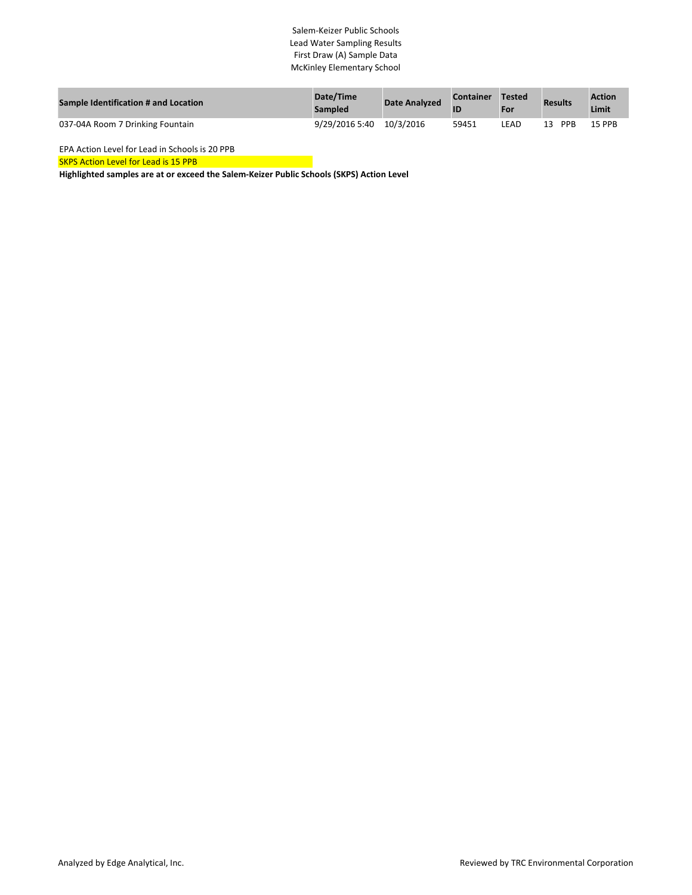Salem-Keizer Public Schools
Lead Water Sampling Results
First Draw (A) Sample Data
McKinley Elementary School

| Sample Identification # and Location | Date/Time Sampled | Date Analyzed | Container ID | Tested For | Results | Action Limit |
|---|---|---|---|---|---|---|
| 037-04A Room 7 Drinking Fountain | 9/29/2016 5:40 | 10/3/2016 | 59451 | LEAD | 13 PPB | 15 PPB |

EPA Action Level for Lead in Schools is 20 PPB

SKPS Action Level for Lead is 15 PPB

**Highlighted samples are at or exceed the Salem-Keizer Public Schools (SKPS) Action Level**

Analyzed by Edge Analytical, Inc.

Reviewed by TRC Environmental Corporation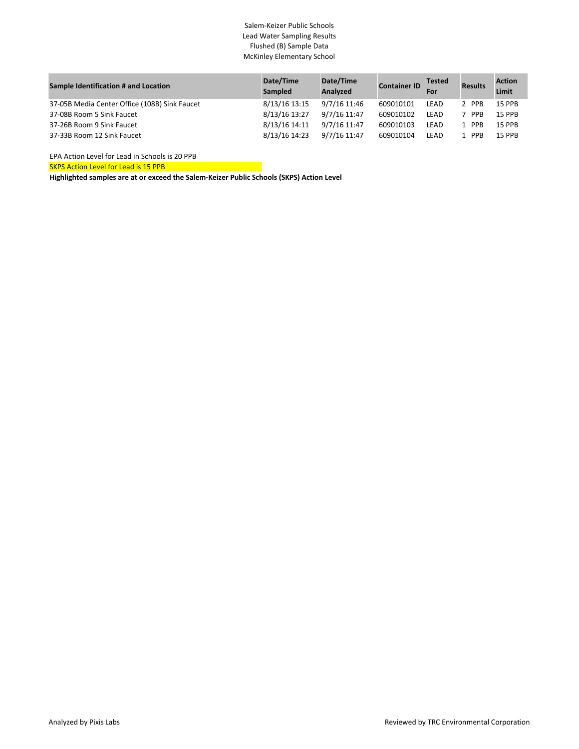Salem-Keizer Public Schools
Lead Water Sampling Results
Flushed (B) Sample Data
McKinley Elementary School

| Sample Identification # and Location | Date/Time Sampled | Date/Time Analyzed | Container ID | Tested For | Results | Action Limit |
|---|---|---|---|---|---|---|
| 37-05B Media Center Office (108B) Sink Faucet | 8/13/16 13:15 | 9/7/16 11:46 | 609010101 | LEAD | 2 PPB | 15 PPB |
| 37-08B Room 5 Sink Faucet | 8/13/16 13:27 | 9/7/16 11:47 | 609010102 | LEAD | 7 PPB | 15 PPB |
| 37-26B Room 9 Sink Faucet | 8/13/16 14:11 | 9/7/16 11:47 | 609010103 | LEAD | 1 PPB | 15 PPB |
| 37-33B Room 12 Sink Faucet | 8/13/16 14:23 | 9/7/16 11:47 | 609010104 | LEAD | 1 PPB | 15 PPB |

EPA Action Level for Lead in Schools is 20 PPB

SKPS Action Level for Lead is 15 PPB

**Highlighted samples are at or exceed the Salem-Keizer Public Schools (SKPS) Action Level**

Analyzed by Pixis Labs

Reviewed by TRC Environmental Corporation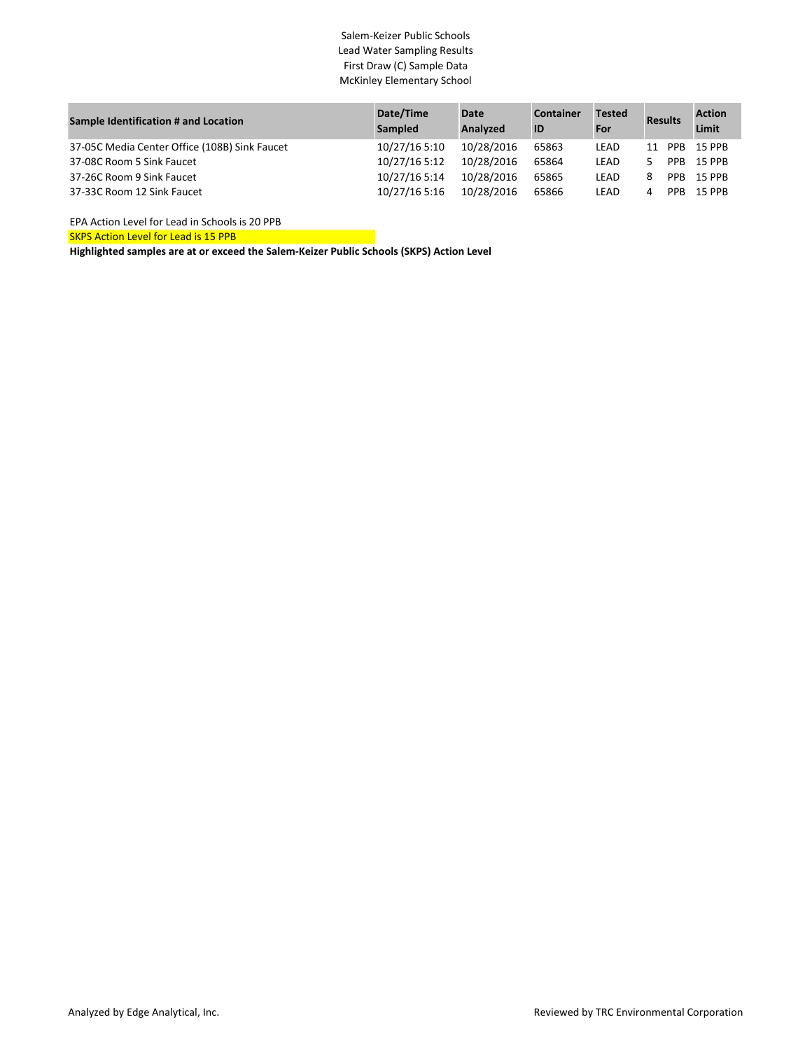Salem-Keizer Public Schools
Lead Water Sampling Results
First Draw (C) Sample Data
McKinley Elementary School

| Sample Identification # and Location | Date/Time Sampled | Date Analyzed | Container ID | Tested For | Results | Action Limit |
|---|---|---|---|---|---|---|
| 37-05C Media Center Office (108B) Sink Faucet | 10/27/16 5:10 | 10/28/2016 | 65863 | LEAD | 11 PPB | 15 PPB |
| 37-08C Room 5 Sink Faucet | 10/27/16 5:12 | 10/28/2016 | 65864 | LEAD | 5 PPB | 15 PPB |
| 37-26C Room 9 Sink Faucet | 10/27/16 5:14 | 10/28/2016 | 65865 | LEAD | 8 PPB | 15 PPB |
| 37-33C Room 12 Sink Faucet | 10/27/16 5:16 | 10/28/2016 | 65866 | LEAD | 4 PPB | 15 PPB |

EPA Action Level for Lead in Schools is 20 PPB

SKPS Action Level for Lead is 15 PPB

**Highlighted samples are at or exceed the Salem-Keizer Public Schools (SKPS) Action Level**

Analyzed by Edge Analytical, Inc.

Reviewed by TRC Environmental Corporation